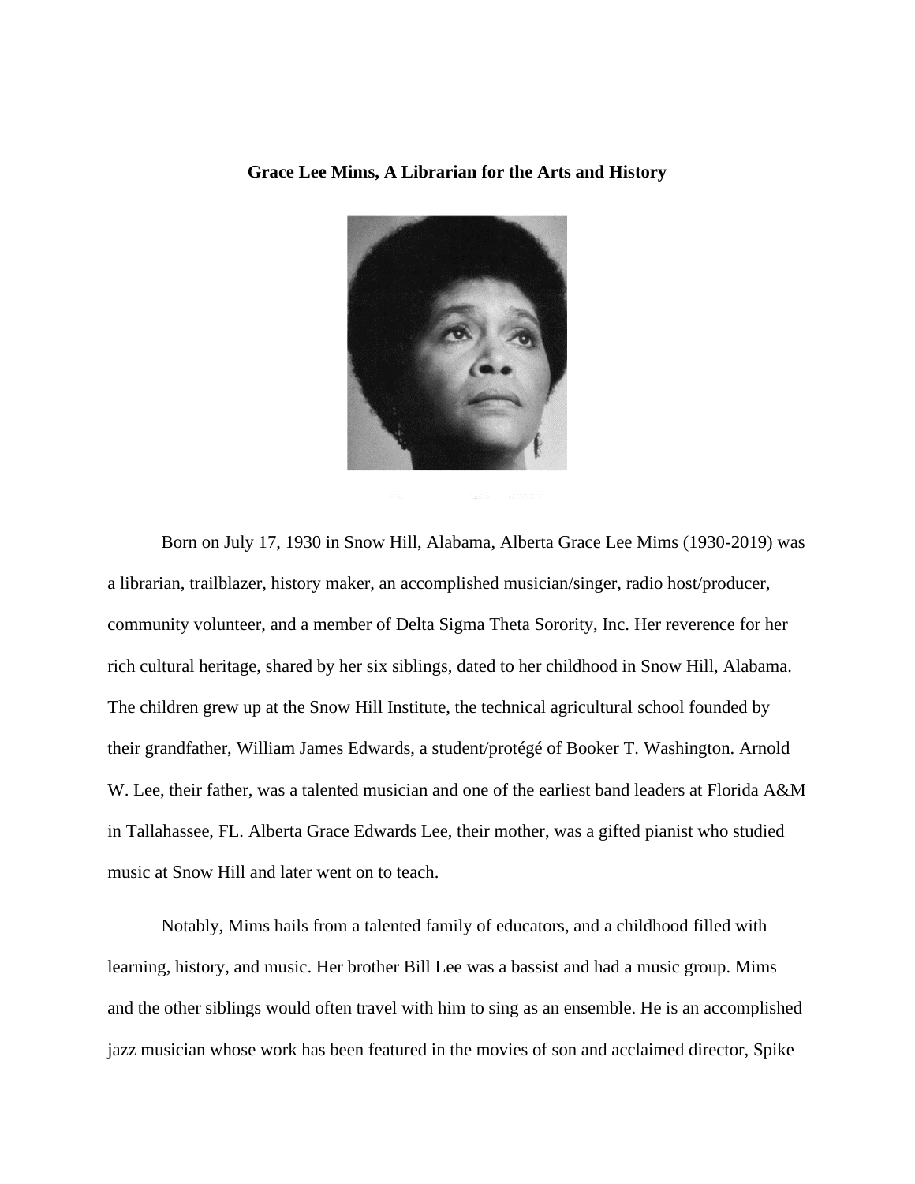**Grace Lee Mims, A Librarian for the Arts and History**

Born on July 17, 1930 in Snow Hill, Alabama, Alberta Grace Lee Mims (1930-2019) was a librarian, trailblazer, history maker, an accomplished musician/singer, radio host/producer, community volunteer, and a member of Delta Sigma Theta Sorority, Inc. Her reverence for her rich cultural heritage, shared by her six siblings, dated to her childhood in Snow Hill, Alabama. The children grew up at the Snow Hill Institute, the technical agricultural school founded by their grandfather, William James Edwards, a student/protégé of Booker T. Washington. Arnold W. Lee, their father, was a talented musician and one of the earliest band leaders at Florida A&M in Tallahassee, FL. Alberta Grace Edwards Lee, their mother, was a gifted pianist who studied music at Snow Hill and later went on to teach.

Notably, Mims hails from a talented family of educators, and a childhood filled with learning, history, and music. Her brother Bill Lee was a bassist and had a music group. Mims and the other siblings would often travel with him to sing as an ensemble. He is an accomplished jazz musician whose work has been featured in the movies of son and acclaimed director, Spike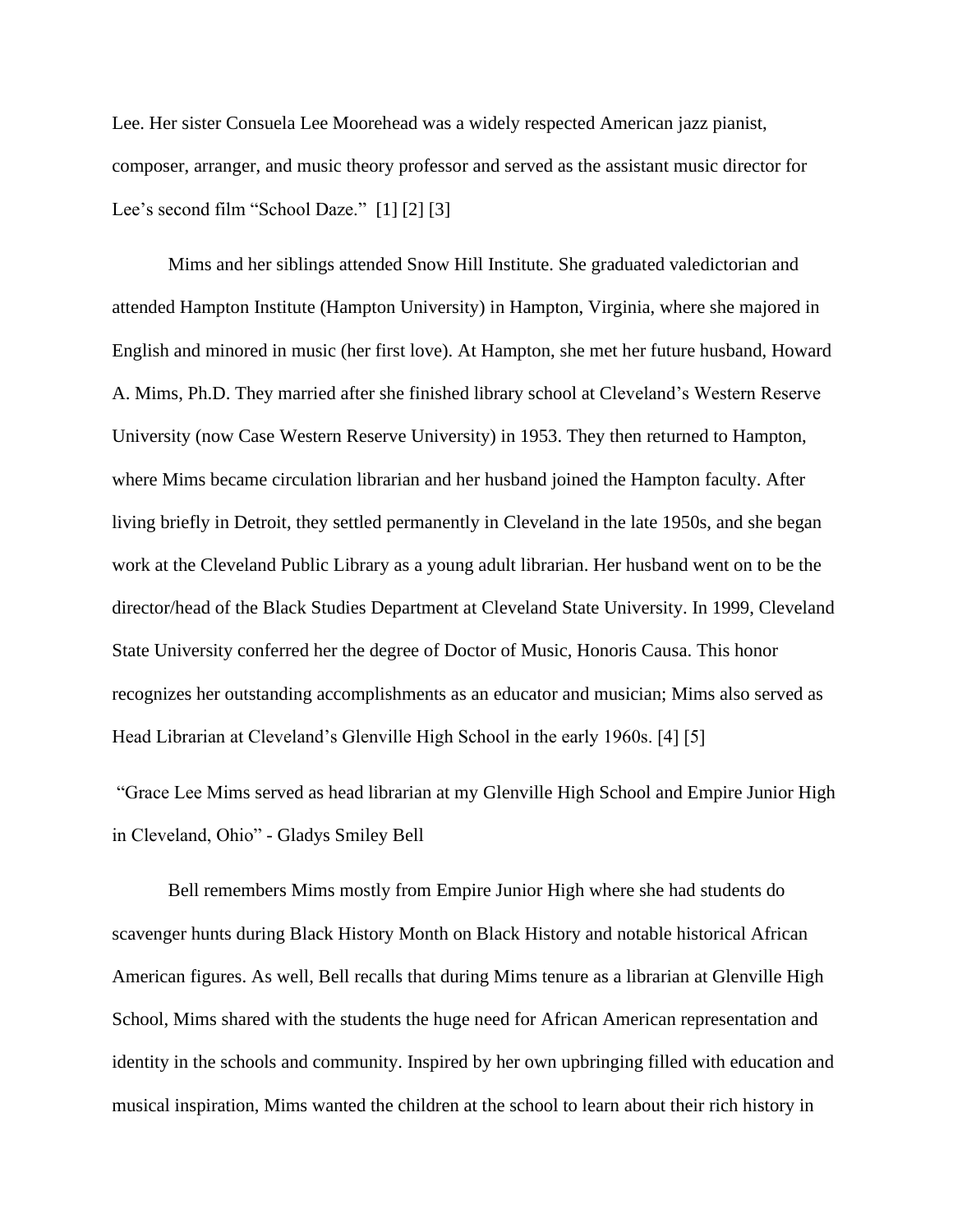Lee. Her sister Consuela Lee Moorehead was a widely respected American jazz pianist, composer, arranger, and music theory professor and served as the assistant music director for Lee's second film "School Daze." [1] [2] [3]

Mims and her siblings attended Snow Hill Institute. She graduated valedictorian and attended Hampton Institute (Hampton University) in Hampton, Virginia, where she majored in English and minored in music (her first love). At Hampton, she met her future husband, Howard A. Mims, Ph.D. They married after she finished library school at Cleveland's Western Reserve University (now Case Western Reserve University) in 1953. They then returned to Hampton, where Mims became circulation librarian and her husband joined the Hampton faculty. After living briefly in Detroit, they settled permanently in Cleveland in the late 1950s, and she began work at the Cleveland Public Library as a young adult librarian. Her husband went on to be the director/head of the Black Studies Department at Cleveland State University. In 1999, Cleveland State University conferred her the degree of Doctor of Music, Honoris Causa. This honor recognizes her outstanding accomplishments as an educator and musician; Mims also served as Head Librarian at Cleveland's Glenville High School in the early 1960s. [4] [5]

"Grace Lee Mims served as head librarian at my Glenville High School and Empire Junior High in Cleveland, Ohio" - Gladys Smiley Bell

Bell remembers Mims mostly from Empire Junior High where she had students do scavenger hunts during Black History Month on Black History and notable historical African American figures. As well, Bell recalls that during Mims tenure as a librarian at Glenville High School, Mims shared with the students the huge need for African American representation and identity in the schools and community. Inspired by her own upbringing filled with education and musical inspiration, Mims wanted the children at the school to learn about their rich history in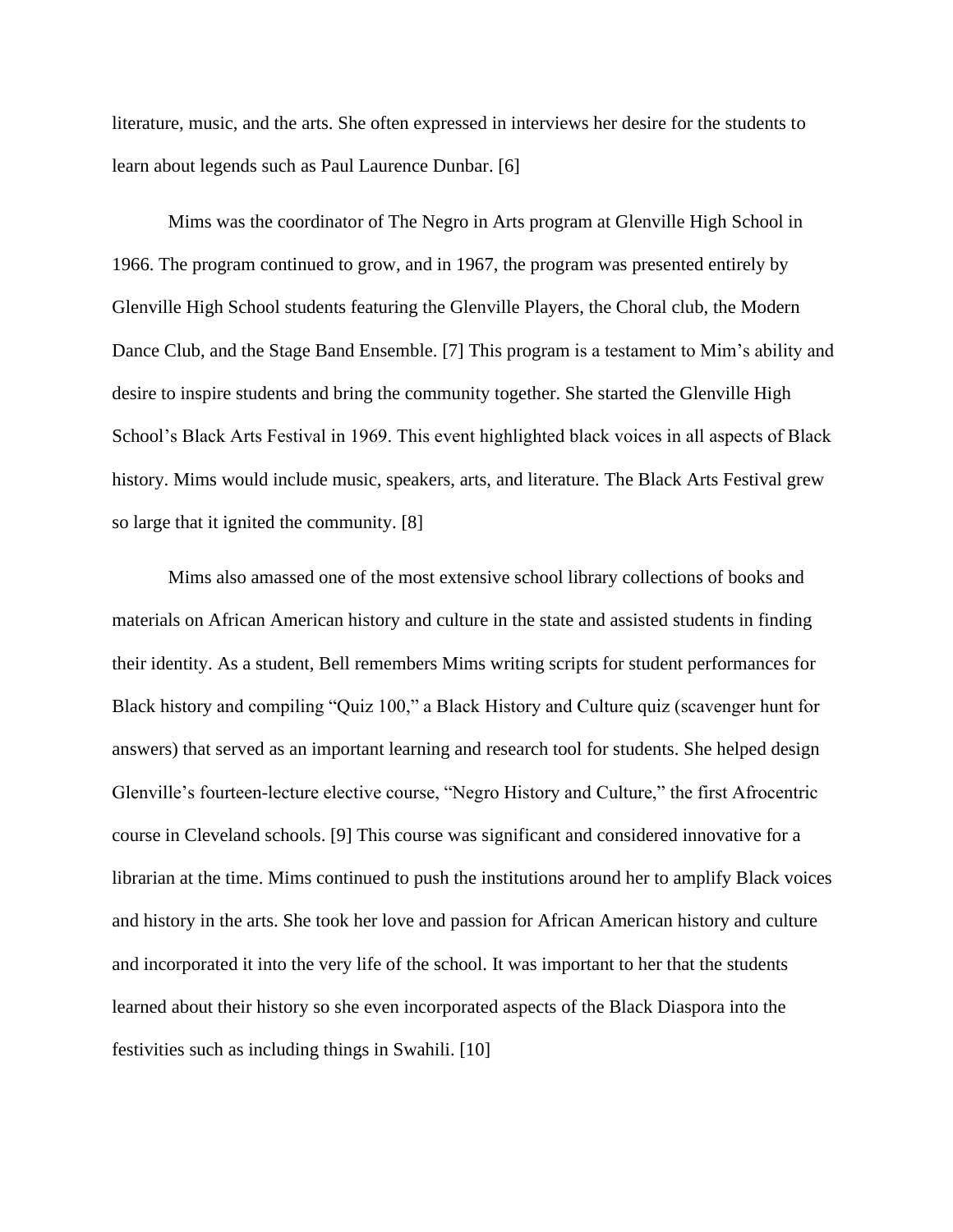literature, music, and the arts. She often expressed in interviews her desire for the students to learn about legends such as Paul Laurence Dunbar. [6]

Mims was the coordinator of The Negro in Arts program at Glenville High School in 1966. The program continued to grow, and in 1967, the program was presented entirely by Glenville High School students featuring the Glenville Players, the Choral club, the Modern Dance Club, and the Stage Band Ensemble. [7] This program is a testament to Mim's ability and desire to inspire students and bring the community together. She started the Glenville High School's Black Arts Festival in 1969. This event highlighted black voices in all aspects of Black history. Mims would include music, speakers, arts, and literature. The Black Arts Festival grew so large that it ignited the community. [8]

Mims also amassed one of the most extensive school library collections of books and materials on African American history and culture in the state and assisted students in finding their identity. As a student, Bell remembers Mims writing scripts for student performances for Black history and compiling "Quiz 100," a Black History and Culture quiz (scavenger hunt for answers) that served as an important learning and research tool for students. She helped design Glenville's fourteen-lecture elective course, "Negro History and Culture," the first Afrocentric course in Cleveland schools. [9] This course was significant and considered innovative for a librarian at the time. Mims continued to push the institutions around her to amplify Black voices and history in the arts. She took her love and passion for African American history and culture and incorporated it into the very life of the school. It was important to her that the students learned about their history so she even incorporated aspects of the Black Diaspora into the festivities such as including things in Swahili. [10]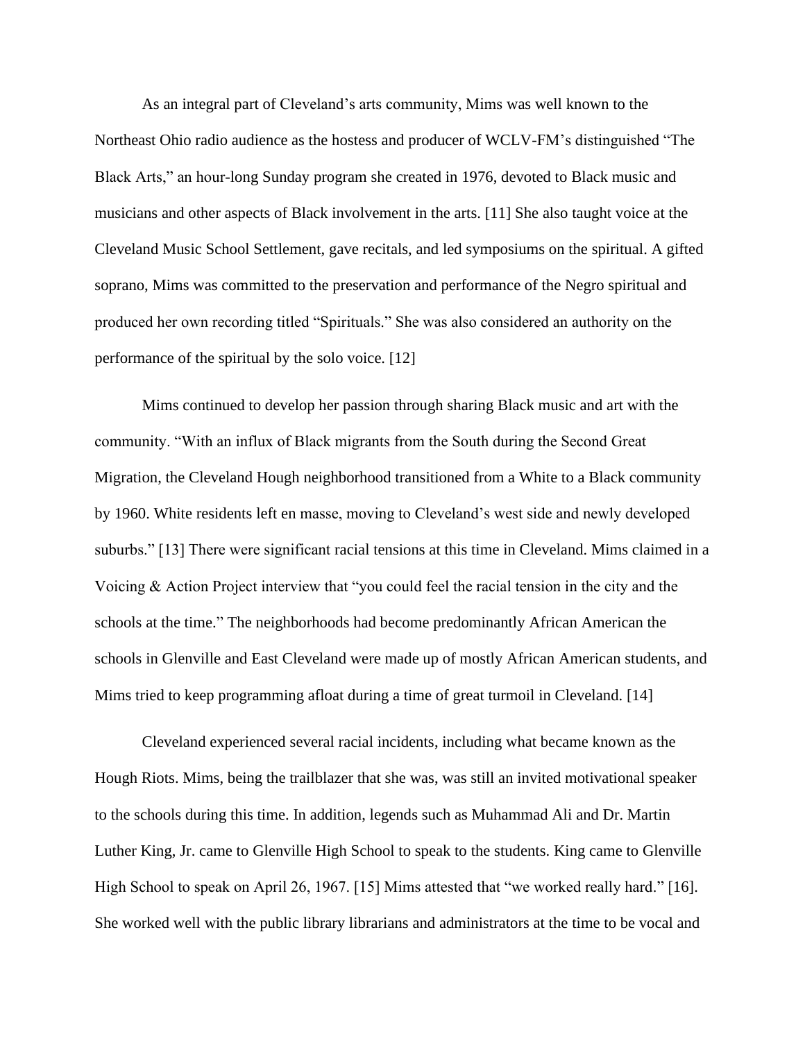As an integral part of Cleveland's arts community, Mims was well known to the Northeast Ohio radio audience as the hostess and producer of WCLV-FM's distinguished "The Black Arts," an hour-long Sunday program she created in 1976, devoted to Black music and musicians and other aspects of Black involvement in the arts. [11] She also taught voice at the Cleveland Music School Settlement, gave recitals, and led symposiums on the spiritual. A gifted soprano, Mims was committed to the preservation and performance of the Negro spiritual and produced her own recording titled "Spirituals." She was also considered an authority on the performance of the spiritual by the solo voice. [12]

Mims continued to develop her passion through sharing Black music and art with the community. "With an influx of Black migrants from the South during the Second Great Migration, the Cleveland Hough neighborhood transitioned from a White to a Black community by 1960. White residents left en masse, moving to Cleveland's west side and newly developed suburbs." [13] There were significant racial tensions at this time in Cleveland. Mims claimed in a Voicing & Action Project interview that "you could feel the racial tension in the city and the schools at the time." The neighborhoods had become predominantly African American the schools in Glenville and East Cleveland were made up of mostly African American students, and Mims tried to keep programming afloat during a time of great turmoil in Cleveland. [14]

Cleveland experienced several racial incidents, including what became known as the Hough Riots. Mims, being the trailblazer that she was, was still an invited motivational speaker to the schools during this time. In addition, legends such as Muhammad Ali and Dr. Martin Luther King, Jr. came to Glenville High School to speak to the students. King came to Glenville High School to speak on April 26, 1967. [15] Mims attested that "we worked really hard." [16]. She worked well with the public library librarians and administrators at the time to be vocal and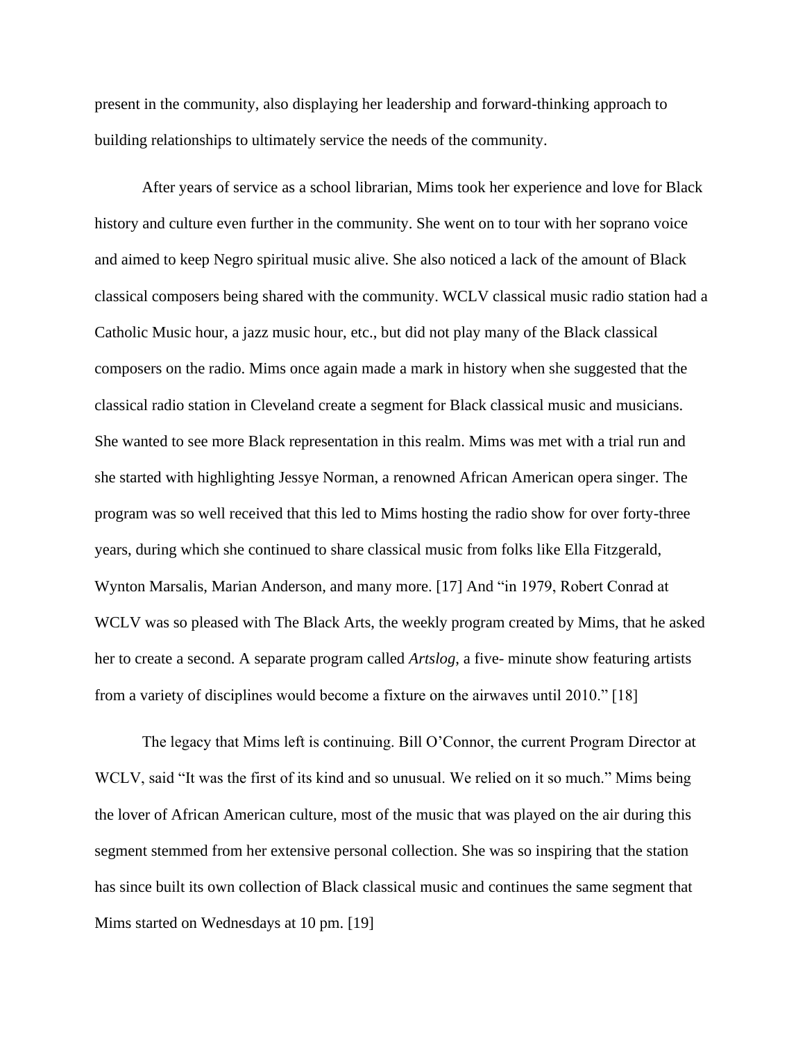present in the community, also displaying her leadership and forward-thinking approach to building relationships to ultimately service the needs of the community.

After years of service as a school librarian, Mims took her experience and love for Black history and culture even further in the community. She went on to tour with her soprano voice and aimed to keep Negro spiritual music alive. She also noticed a lack of the amount of Black classical composers being shared with the community. WCLV classical music radio station had a Catholic Music hour, a jazz music hour, etc., but did not play many of the Black classical composers on the radio. Mims once again made a mark in history when she suggested that the classical radio station in Cleveland create a segment for Black classical music and musicians. She wanted to see more Black representation in this realm. Mims was met with a trial run and she started with highlighting Jessye Norman, a renowned African American opera singer. The program was so well received that this led to Mims hosting the radio show for over forty-three years, during which she continued to share classical music from folks like Ella Fitzgerald, Wynton Marsalis, Marian Anderson, and many more. [17] And "in 1979, Robert Conrad at WCLV was so pleased with The Black Arts, the weekly program created by Mims, that he asked her to create a second. A separate program called *Artslog*, a five- minute show featuring artists from a variety of disciplines would become a fixture on the airwaves until 2010." [18]

The legacy that Mims left is continuing. Bill O'Connor, the current Program Director at WCLV, said "It was the first of its kind and so unusual. We relied on it so much." Mims being the lover of African American culture, most of the music that was played on the air during this segment stemmed from her extensive personal collection. She was so inspiring that the station has since built its own collection of Black classical music and continues the same segment that Mims started on Wednesdays at 10 pm. [19]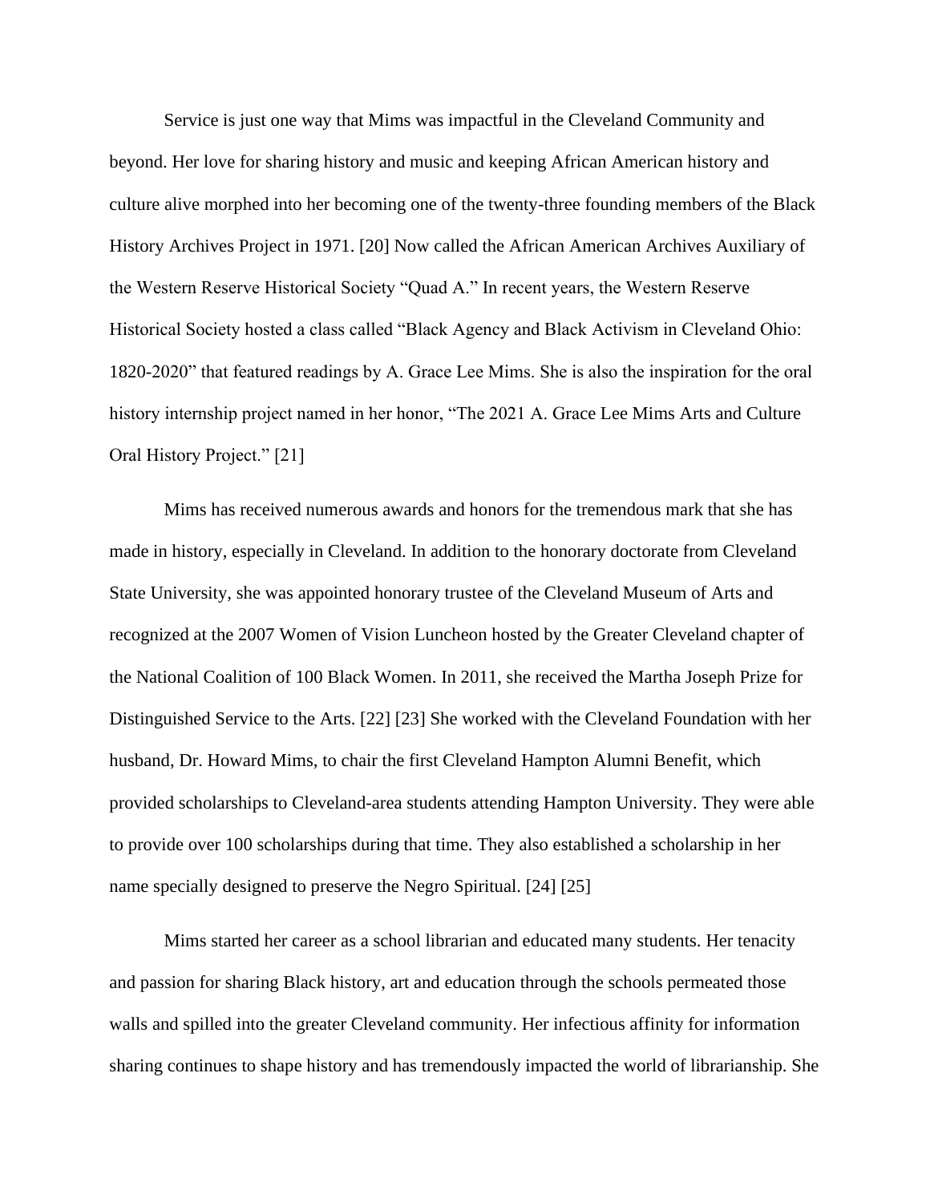Service is just one way that Mims was impactful in the Cleveland Community and beyond. Her love for sharing history and music and keeping African American history and culture alive morphed into her becoming one of the twenty-three founding members of the Black History Archives Project in 1971. [20] Now called the African American Archives Auxiliary of the Western Reserve Historical Society "Quad A." In recent years, the Western Reserve Historical Society hosted a class called "Black Agency and Black Activism in Cleveland Ohio: 1820-2020" that featured readings by A. Grace Lee Mims. She is also the inspiration for the oral history internship project named in her honor, "The 2021 A. Grace Lee Mims Arts and Culture Oral History Project." [21]

Mims has received numerous awards and honors for the tremendous mark that she has made in history, especially in Cleveland. In addition to the honorary doctorate from Cleveland State University, she was appointed honorary trustee of the Cleveland Museum of Arts and recognized at the 2007 Women of Vision Luncheon hosted by the Greater Cleveland chapter of the National Coalition of 100 Black Women. In 2011, she received the Martha Joseph Prize for Distinguished Service to the Arts. [22] [23] She worked with the Cleveland Foundation with her husband, Dr. Howard Mims, to chair the first Cleveland Hampton Alumni Benefit, which provided scholarships to Cleveland-area students attending Hampton University. They were able to provide over 100 scholarships during that time. They also established a scholarship in her name specially designed to preserve the Negro Spiritual. [24] [25]

Mims started her career as a school librarian and educated many students. Her tenacity and passion for sharing Black history, art and education through the schools permeated those walls and spilled into the greater Cleveland community. Her infectious affinity for information sharing continues to shape history and has tremendously impacted the world of librarianship. She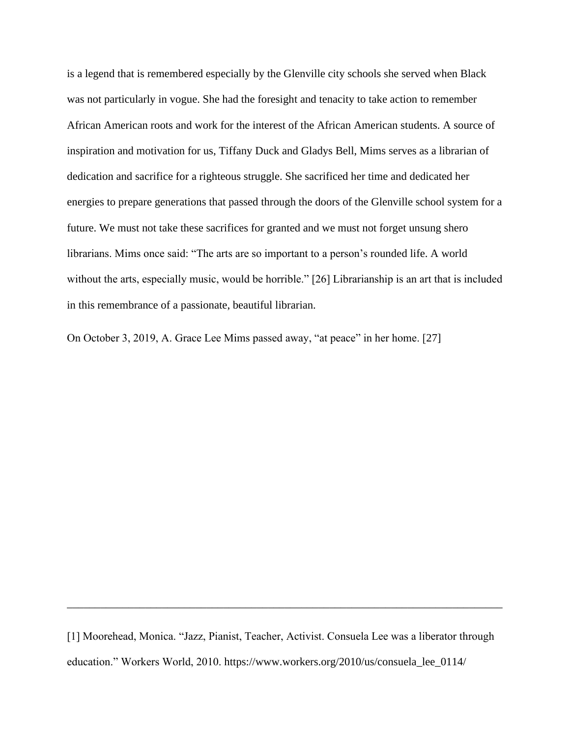is a legend that is remembered especially by the Glenville city schools she served when Black was not particularly in vogue. She had the foresight and tenacity to take action to remember African American roots and work for the interest of the African American students. A source of inspiration and motivation for us, Tiffany Duck and Gladys Bell, Mims serves as a librarian of dedication and sacrifice for a righteous struggle. She sacrificed her time and dedicated her energies to prepare generations that passed through the doors of the Glenville school system for a future. We must not take these sacrifices for granted and we must not forget unsung shero librarians. Mims once said: "The arts are so important to a person's rounded life. A world without the arts, especially music, would be horrible." [26] Librarianship is an art that is included in this remembrance of a passionate, beautiful librarian.

On October 3, 2019, A. Grace Lee Mims passed away, "at peace" in her home. [27]

---

[1] Moorehead, Monica. "Jazz, Pianist, Teacher, Activist. Consuela Lee was a liberator through education." Workers World, 2010. https://www.workers.org/2010/us/consuela_lee_0114/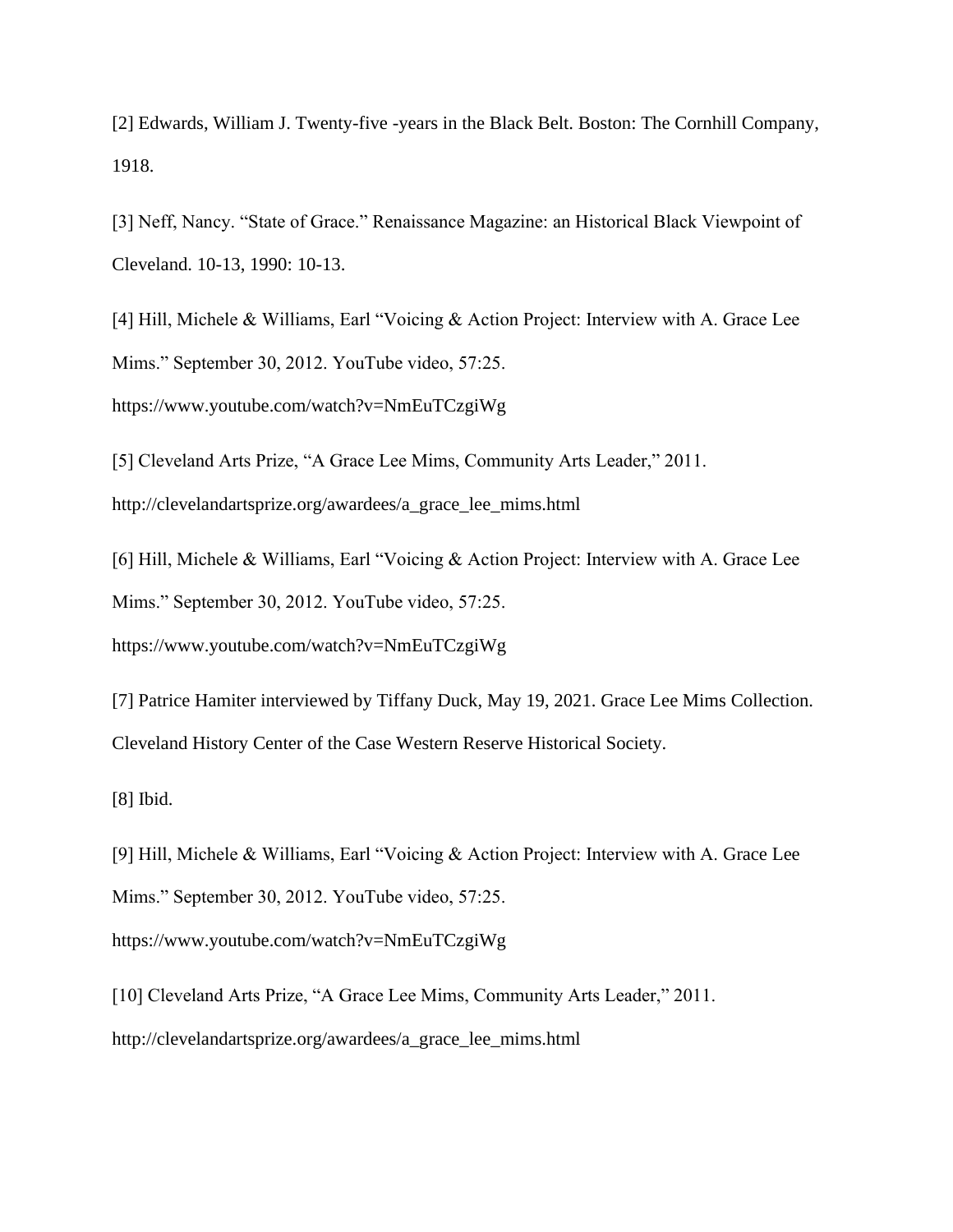[2] Edwards, William J. Twenty-five -years in the Black Belt. Boston: The Cornhill Company, 1918.

[3] Neff, Nancy. "State of Grace." Renaissance Magazine: an Historical Black Viewpoint of Cleveland. 10-13, 1990: 10-13.

[4] Hill, Michele & Williams, Earl "Voicing & Action Project: Interview with A. Grace Lee Mims." September 30, 2012. YouTube video, 57:25. https://www.youtube.com/watch?v=NmEuTCzgiWg

[5] Cleveland Arts Prize, "A Grace Lee Mims, Community Arts Leader," 2011. http://clevelandartsprize.org/awardees/a_grace_lee_mims.html

[6] Hill, Michele & Williams, Earl "Voicing & Action Project: Interview with A. Grace Lee Mims." September 30, 2012. YouTube video, 57:25. https://www.youtube.com/watch?v=NmEuTCzgiWg

[7] Patrice Hamiter interviewed by Tiffany Duck, May 19, 2021. Grace Lee Mims Collection. Cleveland History Center of the Case Western Reserve Historical Society.

[8] Ibid.

[9] Hill, Michele & Williams, Earl "Voicing & Action Project: Interview with A. Grace Lee Mims." September 30, 2012. YouTube video, 57:25. https://www.youtube.com/watch?v=NmEuTCzgiWg

[10] Cleveland Arts Prize, "A Grace Lee Mims, Community Arts Leader," 2011. http://clevelandartsprize.org/awardees/a_grace_lee_mims.html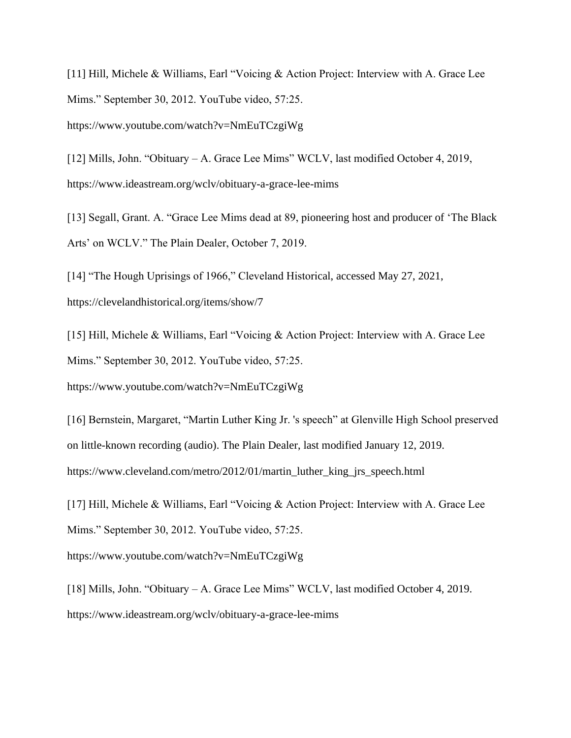[11] Hill, Michele & Williams, Earl "Voicing & Action Project: Interview with A. Grace Lee Mims." September 30, 2012. YouTube video, 57:25. https://www.youtube.com/watch?v=NmEuTCzgiWg

[12] Mills, John. "Obituary – A. Grace Lee Mims" WCLV, last modified October 4, 2019, https://www.ideastream.org/wclv/obituary-a-grace-lee-mims

[13] Segall, Grant. A. "Grace Lee Mims dead at 89, pioneering host and producer of 'The Black Arts' on WCLV." The Plain Dealer, October 7, 2019.

[14] "The Hough Uprisings of 1966," Cleveland Historical, accessed May 27, 2021, https://clevelandhistorical.org/items/show/7

[15] Hill, Michele & Williams, Earl "Voicing & Action Project: Interview with A. Grace Lee Mims." September 30, 2012. YouTube video, 57:25. https://www.youtube.com/watch?v=NmEuTCzgiWg

[16] Bernstein, Margaret, "Martin Luther King Jr. 's speech" at Glenville High School preserved on little-known recording (audio). The Plain Dealer, last modified January 12, 2019. https://www.cleveland.com/metro/2012/01/martin_luther_king_jrs_speech.html

[17] Hill, Michele & Williams, Earl "Voicing & Action Project: Interview with A. Grace Lee Mims." September 30, 2012. YouTube video, 57:25. https://www.youtube.com/watch?v=NmEuTCzgiWg

[18] Mills, John. "Obituary – A. Grace Lee Mims" WCLV, last modified October 4, 2019. https://www.ideastream.org/wclv/obituary-a-grace-lee-mims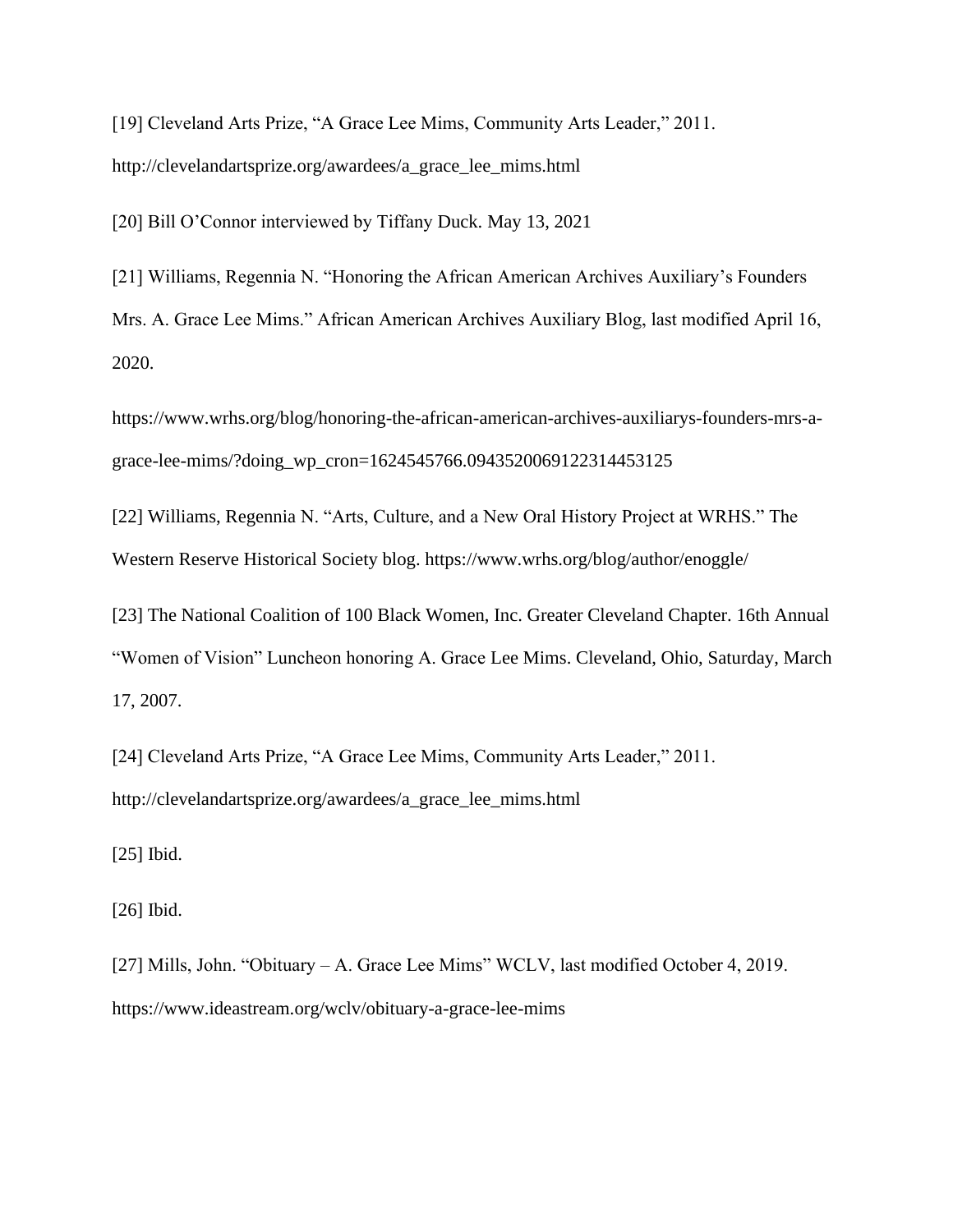[19] Cleveland Arts Prize, "A Grace Lee Mims, Community Arts Leader," 2011. http://clevelandartsprize.org/awardees/a_grace_lee_mims.html

[20] Bill O'Connor interviewed by Tiffany Duck. May 13, 2021

[21] Williams, Regennia N. "Honoring the African American Archives Auxiliary's Founders Mrs. A. Grace Lee Mims." African American Archives Auxiliary Blog, last modified April 16, 2020.

https://www.wrhs.org/blog/honoring-the-african-american-archives-auxiliarys-founders-mrs-a-grace-lee-mims/?doing_wp_cron=1624545766.0943520069122314453125

[22] Williams, Regennia N. "Arts, Culture, and a New Oral History Project at WRHS." The Western Reserve Historical Society blog. https://www.wrhs.org/blog/author/enoggle/

[23] The National Coalition of 100 Black Women, Inc. Greater Cleveland Chapter. 16th Annual "Women of Vision" Luncheon honoring A. Grace Lee Mims. Cleveland, Ohio, Saturday, March 17, 2007.

[24] Cleveland Arts Prize, "A Grace Lee Mims, Community Arts Leader," 2011. http://clevelandartsprize.org/awardees/a_grace_lee_mims.html

[25] Ibid.

[26] Ibid.

[27] Mills, John. "Obituary – A. Grace Lee Mims" WCLV, last modified October 4, 2019. https://www.ideastream.org/wclv/obituary-a-grace-lee-mims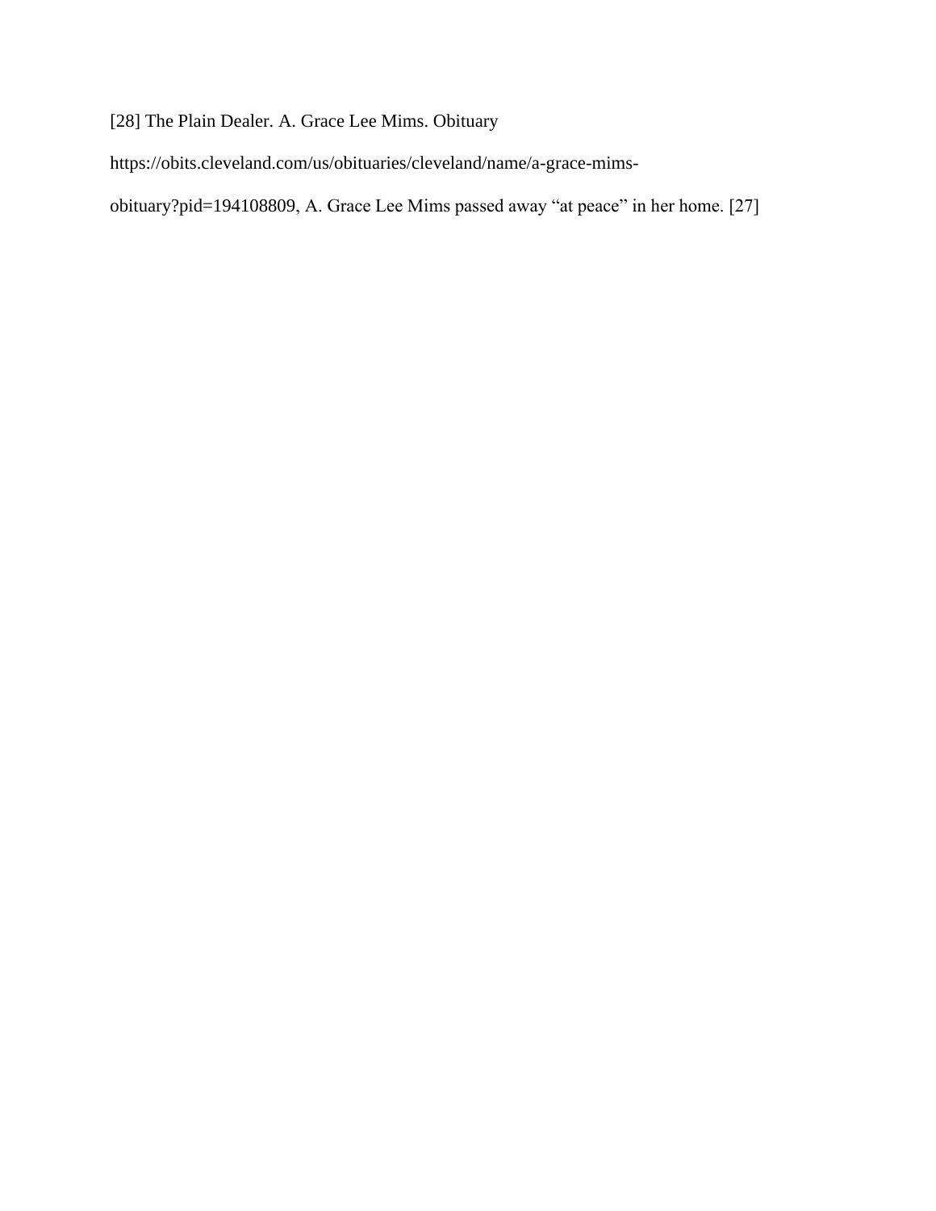[28] The Plain Dealer. A. Grace Lee Mims. Obituary https://obits.cleveland.com/us/obituaries/cleveland/name/a-grace-mims-obituary?pid=194108809, A. Grace Lee Mims passed away "at peace" in her home. [27]